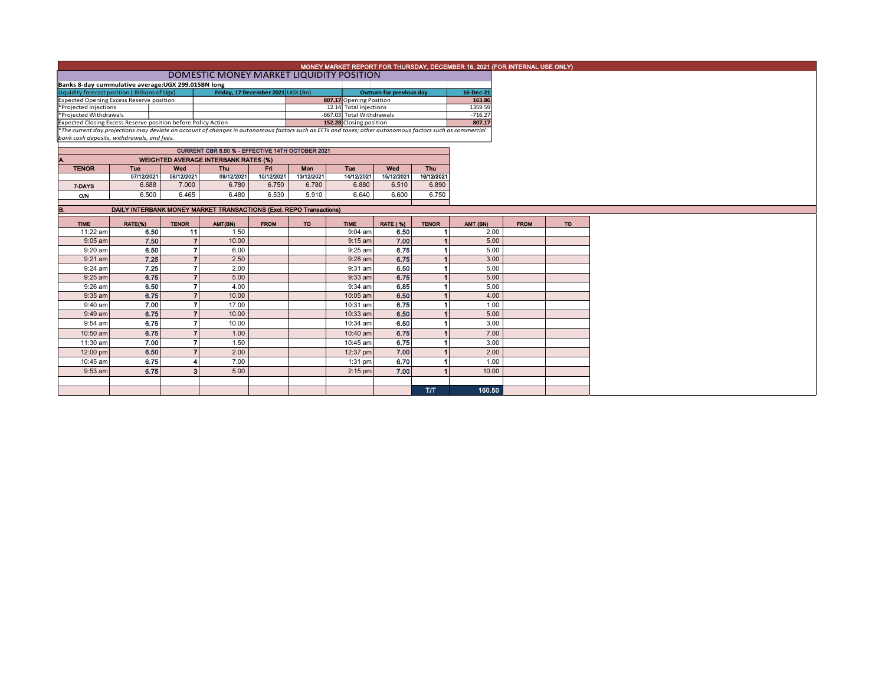# MONEY MARKET REPORT FOR THURSDAY, DECEMBER 16, 2021 (FOR INTERNAL USE ONLY)

## DOMESTIC MONEY MARKET LIQUIDITY POSITION

**Banks 8-day cummulative average:UGX 299.015BN long**

| Liquidity forecast position ( Billions of Ugx) | Friday, 17 December 2021 UGX (Bn) | Outturn for previous day | 16-Dec-21 |
|---|---|---|---|
| Expected Opening Excess Reserve position | 807.17 | Opening Position | 163.86 |
| *Projected Injections | 12.14 | Total Injections | 1359.59 |
| *Projected Withdrawals | -667.03 | Total Withdrawals | -716.27 |
| Expected Closing Excess Reserve position before Policy Action | 152.28 | Closing position | 807.17 |

*The current day projections may deviate on account of changes in autonomous factors such as EFTs and taxes; other autonomous factors such as commercial bank cash deposits, withdrawals, and fees.

**CURRENT CBR 6.50 % - EFFECTIVE 14TH OCTOBER 2021**

### A. WEIGHTED AVERAGE INTERBANK RATES (%)

| TENOR | Tue | Wed | Thu | Fri | Mon | Tue | Wed | Thu |
|---|---|---|---|---|---|---|---|---|
| | 07/12/2021 | 08/12/2021 | 09/12/2021 | 10/12/2021 | 13/12/2021 | 14/12/2021 | 15/12/2021 | 16/12/2021 |
| 7-DAYS | 6.688 | 7.000 | 6.780 | 6.750 | 6.780 | 6.880 | 6.510 | 6.890 |
| O/N | 6.500 | 6.465 | 6.480 | 6.530 | 5.910 | 6.640 | 6.600 | 6.750 |

### B. DAILY INTERBANK MONEY MARKET TRANSACTIONS (Excl. REPO Transactions)

| TIME | RATE(%) | TENOR | AMT(BN) | FROM | TO | TIME | RATE ( %) | TENOR | AMT (BN) | FROM | TO |
|---|---|---|---|---|---|---|---|---|---|---|---|
| 11:22 am | 6.50 | 11 | 1.50 | | | 9:04 am | 6.50 | 1 | 2.00 | | |
| 9:05 am | 7.50 | 7 | 10.00 | | | 9:15 am | 7.00 | 1 | 5.00 | | |
| 9:20 am | 6.50 | 7 | 6.00 | | | 9:25 am | 6.75 | 1 | 5.00 | | |
| 9:21 am | 7.25 | 7 | 2.50 | | | 9:28 am | 6.75 | 1 | 3.00 | | |
| 9:24 am | 7.25 | 7 | 2.00 | | | 9:31 am | 6.50 | 1 | 5.00 | | |
| 9:25 am | 6.75 | 7 | 5.00 | | | 9:33 am | 6.75 | 1 | 5.00 | | |
| 9:26 am | 6.50 | 7 | 4.00 | | | 9:34 am | 6.85 | 1 | 5.00 | | |
| 9:35 am | 6.75 | 7 | 10.00 | | | 10:05 am | 6.50 | 1 | 4.00 | | |
| 9:40 am | 7.00 | 7 | 17.00 | | | 10:31 am | 6.75 | 1 | 1.00 | | |
| 9:49 am | 6.75 | 7 | 10.00 | | | 10:33 am | 6.50 | 1 | 5.00 | | |
| 9:54 am | 6.75 | 7 | 10.00 | | | 10:34 am | 6.50 | 1 | 3.00 | | |
| 10:50 am | 6.75 | 7 | 1.00 | | | 10:40 am | 6.75 | 1 | 7.00 | | |
| 11:30 am | 7.00 | 7 | 1.50 | | | 10:45 am | 6.75 | 1 | 3.00 | | |
| 12:00 pm | 6.50 | 7 | 2.00 | | | 12:37 pm | 7.00 | 1 | 2.00 | | |
| 10:45 am | 6.75 | 4 | 7.00 | | | 1:31 pm | 6.70 | 1 | 1.00 | | |
| 9:53 am | 6.75 | 3 | 5.00 | | | 2:15 pm | 7.00 | 1 | 10.00 | | |
| | | | | | | | | T/T | 160.50 | | |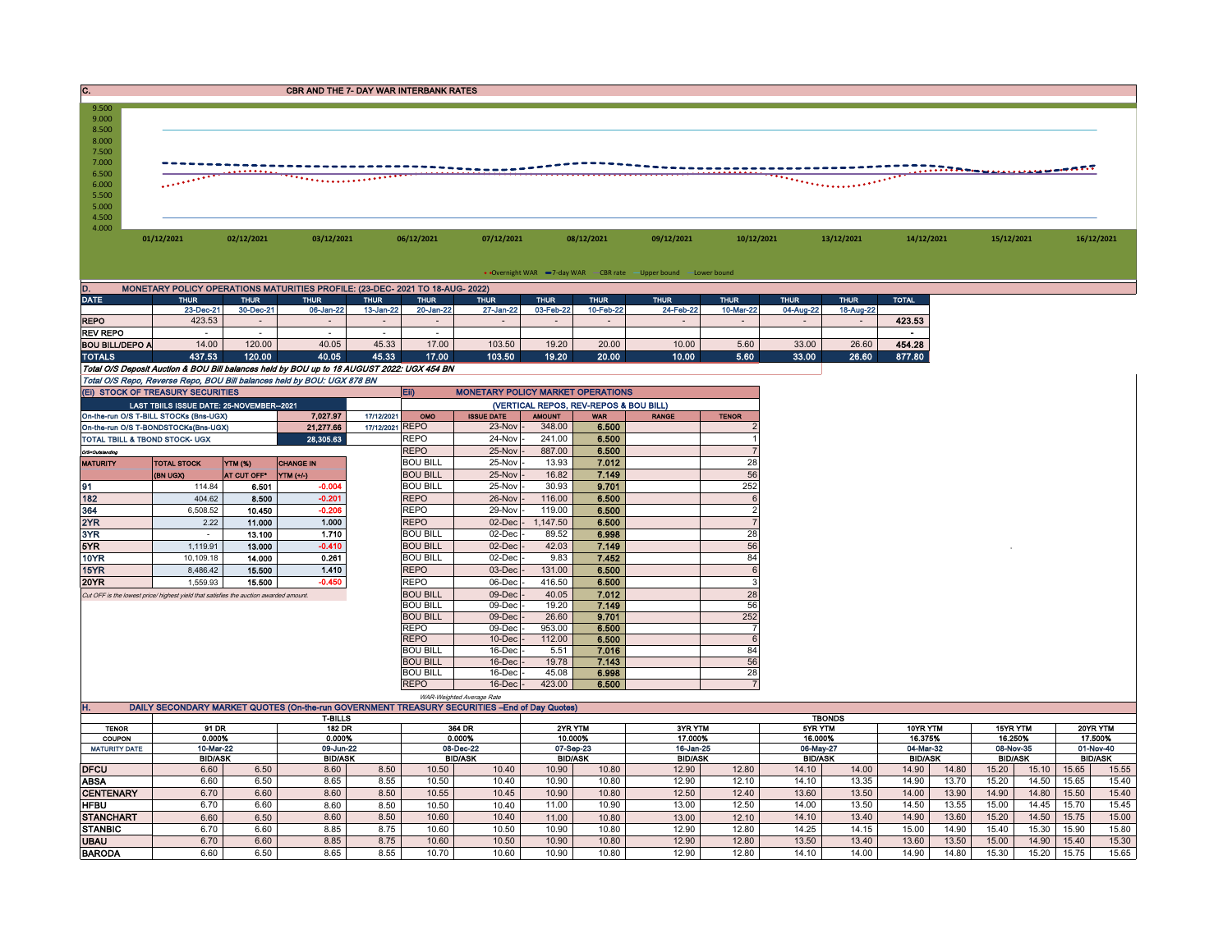## C. CBR AND THE 7- DAY WAR INTERBANK RATES

9.500
9.000
8.500
8.000
7.500
7.000
6.500
6.000
5.500
5.000
4.500
4.000

01/12/2021 02/12/2021 03/12/2021 06/12/2021 07/12/2021 08/12/2021 09/12/2021 10/12/2021 13/12/2021 14/12/2021 15/12/2021 16/12/2021

Overnight WAR · 7-day WAR · CBR rate · Upper bound · Lower bound

## D. MONETARY POLICY OPERATIONS MATURITIES PROFILE: (23-DEC- 2021 TO 18-AUG- 2022)

| DATE | THUR | THUR | THUR | THUR | THUR | THUR | THUR | THUR | THUR | THUR | THUR | THUR | TOTAL |
|---|---|---|---|---|---|---|---|---|---|---|---|---|---|
| | 23-Dec-21 | 30-Dec-21 | 06-Jan-22 | 13-Jan-22 | 20-Jan-22 | 27-Jan-22 | 03-Feb-22 | 10-Feb-22 | 24-Feb-22 | 10-Mar-22 | 04-Aug-22 | 18-Aug-22 | |
| REPO | 423.53 | - | - | - | - | - | - | - | - | - | - | - | 423.53 |
| REV REPO | - | - | - | - | - | - | - | - | - | - | - | - | - |
| BOU BILL/DEPO A | 14.00 | 120.00 | 40.05 | 45.33 | 17.00 | 103.50 | 19.20 | 20.00 | 10.00 | 5.60 | 33.00 | 26.60 | 454.28 |
| TOTALS | 437.53 | 120.00 | 40.05 | 45.33 | 17.00 | 103.50 | 19.20 | 20.00 | 10.00 | 5.60 | 33.00 | 26.60 | 877.80 |

*Total O/S Deposit Auction & BOU Bill balances held by BOU up to 18 AUGUST 2022: UGX 454 BN*

*Total O/S Repo, Reverse Repo, BOU Bill balances held by BOU: UGX 878 BN*

## (Ei) STOCK OF TREASURY SECURITIES

| LAST TBIILS ISSUE DATE: 25-NOVEMBER--2021 | | |
|---|---|---|
| On-the-run O/S T-BILL STOCKs (Bns-UGX) | 7,027.97 | 17/12/2021 |
| On-the-run O/S T-BONDSTOCKs(Bns-UGX) | 21,277.66 | 17/12/2021 |
| TOTAL TBILL & TBOND STOCK- UGX | 28,305.63 | |

O/S=Outstanding

| MATURITY | TOTAL STOCK (BN UGX) | YTM (%) AT CUT OFF* | CHANGE IN YTM (+/-) |
|---|---|---|---|
| 91 | 114.84 | 6.501 | -0.004 |
| 182 | 404.62 | 8.500 | -0.201 |
| 364 | 6,508.52 | 10.450 | -0.206 |
| 2YR | 2.22 | 11.000 | 1.000 |
| 3YR | - | 13.100 | 1.710 |
| 5YR | 1,119.91 | 13.000 | -0.410 |
| 10YR | 10,109.18 | 14.000 | 0.261 |
| 15YR | 8,486.42 | 15.500 | 1.410 |
| 20YR | 1,559.93 | 15.500 | -0.450 |

*Cut OFF is the lowest price/ highest yield that satisfies the auction awarded amount.*

## Eii) MONETARY POLICY MARKET OPERATIONS

(VERTICAL REPOS, REV-REPOS & BOU BILL)

| OMO | ISSUE DATE | AMOUNT | WAR | RANGE | TENOR |
|---|---|---|---|---|---|
| REPO | 23-Nov - | 348.00 | 6.500 | | 2 |
| REPO | 24-Nov - | 241.00 | 6.500 | | 1 |
| REPO | 25-Nov - | 887.00 | 6.500 | | 7 |
| BOU BILL | 25-Nov - | 13.93 | 7.012 | | 28 |
| BOU BILL | 25-Nov - | 16.82 | 7.149 | | 56 |
| BOU BILL | 25-Nov - | 30.93 | 9.701 | | 252 |
| REPO | 26-Nov - | 116.00 | 6.500 | | 6 |
| REPO | 29-Nov - | 119.00 | 6.500 | | 2 |
| REPO | 02-Dec - | 1,147.50 | 6.500 | | 7 |
| BOU BILL | 02-Dec - | 89.52 | 6.998 | | 28 |
| BOU BILL | 02-Dec - | 42.03 | 7.149 | | 56 |
| BOU BILL | 02-Dec - | 9.83 | 7.452 | | 84 |
| REPO | 03-Dec - | 131.00 | 6.500 | | 6 |
| REPO | 06-Dec - | 416.50 | 6.500 | | 3 |
| BOU BILL | 09-Dec - | 40.05 | 7.012 | | 28 |
| BOU BILL | 09-Dec - | 19.20 | 7.149 | | 56 |
| BOU BILL | 09-Dec - | 26.60 | 9.701 | | 252 |
| REPO | 09-Dec - | 953.00 | 6.500 | | 7 |
| REPO | 10-Dec - | 112.00 | 6.500 | | 6 |
| BOU BILL | 16-Dec - | 5.51 | 7.016 | | 84 |
| BOU BILL | 16-Dec - | 19.78 | 7.143 | | 56 |
| BOU BILL | 16-Dec - | 45.08 | 6.998 | | 28 |
| REPO | 16-Dec - | 423.00 | 6.500 | | 7 |

*WAR-Weighted Average Rate*

## H. DAILY SECONDARY MARKET QUOTES (On-the-run GOVERNMENT TREASURY SECURITIES –End of Day Quotes)

| | T-BILLS | | | | | | TBONDS | | | | | | | | | | | |
|---|---|---|---|---|---|---|---|---|---|---|---|---|---|---|---|---|---|---|
| TENOR | 91 DR | | 182 DR | | 364 DR | | 2YR YTM | | 3YR YTM | | 5YR YTM | | 10YR YTM | | 15YR YTM | | 20YR YTM | |
| COUPON | 0.000% | | 0.000% | | 0.000% | | 10.000% | | 17.000% | | 16.000% | | 16.375% | | 16.250% | | 17.500% | |
| MATURITY DATE | 10-Mar-22 | | 09-Jun-22 | | 08-Dec-22 | | 07-Sep-23 | | 16-Jan-25 | | 06-May-27 | | 04-Mar-32 | | 08-Nov-35 | | 01-Nov-40 | |
| | BID/ASK | | BID/ASK | | BID/ASK | | BID/ASK | | BID/ASK | | BID/ASK | | BID/ASK | | BID/ASK | | BID/ASK | |
| DFCU | 6.60 | 6.50 | 8.60 | 8.50 | 10.50 | 10.40 | 10.90 | 10.80 | 12.90 | 12.80 | 14.10 | 14.00 | 14.90 | 14.80 | 15.20 | 15.10 | 15.65 | 15.55 |
| ABSA | 6.60 | 6.50 | 8.65 | 8.55 | 10.50 | 10.40 | 10.90 | 10.80 | 12.90 | 12.10 | 14.10 | 13.35 | 14.90 | 13.70 | 15.20 | 14.50 | 15.65 | 15.40 |
| CENTENARY | 6.70 | 6.60 | 8.60 | 8.50 | 10.55 | 10.45 | 10.90 | 10.80 | 12.50 | 12.40 | 13.60 | 13.50 | 14.00 | 13.90 | 14.90 | 14.80 | 15.50 | 15.40 |
| HFBU | 6.70 | 6.60 | 8.60 | 8.50 | 10.50 | 10.40 | 11.00 | 10.90 | 13.00 | 12.50 | 14.00 | 13.50 | 14.50 | 13.55 | 15.00 | 14.45 | 15.70 | 15.45 |
| STANCHART | 6.60 | 6.50 | 8.60 | 8.50 | 10.60 | 10.40 | 11.00 | 10.80 | 13.00 | 12.10 | 14.10 | 13.40 | 14.90 | 13.60 | 15.20 | 14.50 | 15.75 | 15.00 |
| STANBIC | 6.70 | 6.60 | 8.85 | 8.75 | 10.60 | 10.50 | 10.90 | 10.80 | 12.90 | 12.80 | 14.25 | 14.15 | 15.00 | 14.90 | 15.40 | 15.30 | 15.90 | 15.80 |
| UBAU | 6.70 | 6.60 | 8.85 | 8.75 | 10.60 | 10.50 | 10.90 | 10.80 | 12.90 | 12.80 | 13.50 | 13.40 | 13.60 | 13.50 | 15.00 | 14.90 | 15.40 | 15.30 |
| BARODA | 6.60 | 6.50 | 8.65 | 8.55 | 10.70 | 10.60 | 10.90 | 10.80 | 12.90 | 12.80 | 14.10 | 14.00 | 14.90 | 14.80 | 15.30 | 15.20 | 15.75 | 15.65 |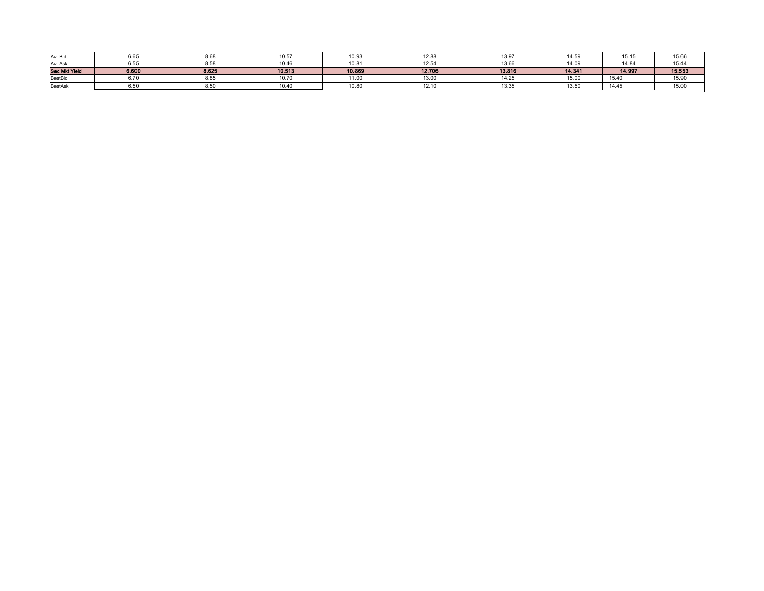| | | | | | | | | | |
|---|---|---|---|---|---|---|---|---|---|
| Av. Bid | 6.65 | 8.68 | 10.57 | 10.93 | 12.88 | 13.97 | 14.59 | 15.15 | 15.66 |
| Av. Ask | 6.55 | 8.58 | 10.46 | 10.81 | 12.54 | 13.66 | 14.09 | 14.84 | 15.44 |
| **Sec Mkt Yield** | **6.600** | **8.625** | **10.513** | **10.869** | **12.706** | **13.816** | **14.341** | **14.997** | **15.553** |
| BestBid | 6.70 | 8.85 | 10.70 | 11.00 | 13.00 | 14.25 | 15.00 | 15.40 | 15.90 |
| BestAsk | 6.50 | 8.50 | 10.40 | 10.80 | 12.10 | 13.35 | 13.50 | 14.45 | 15.00 |